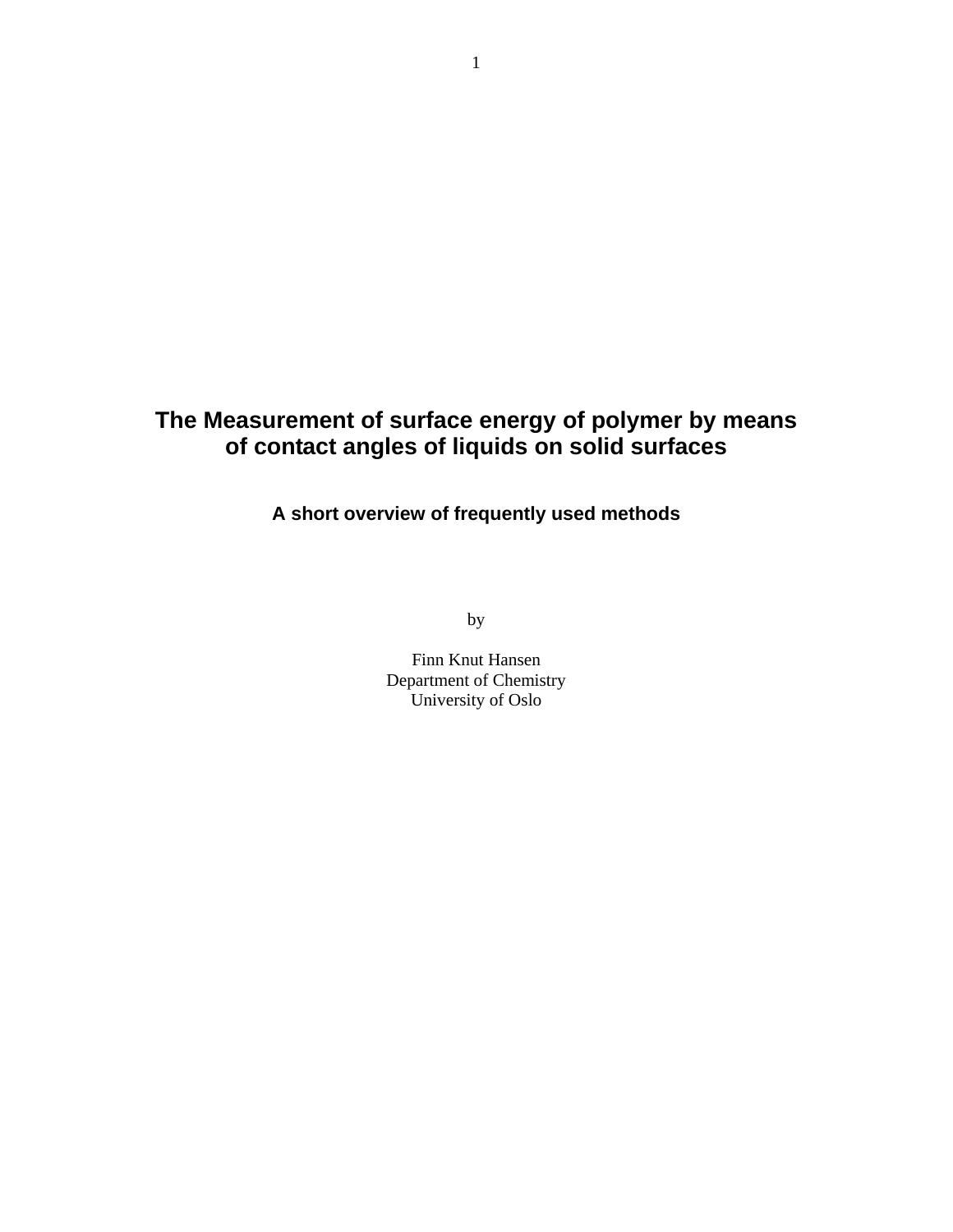# The Measurement of surface energy of polymer by means of contact angles of liquids on solid surfaces

## A short overview of frequently used methods

by

Finn Knut Hansen
Department of Chemistry
University of Oslo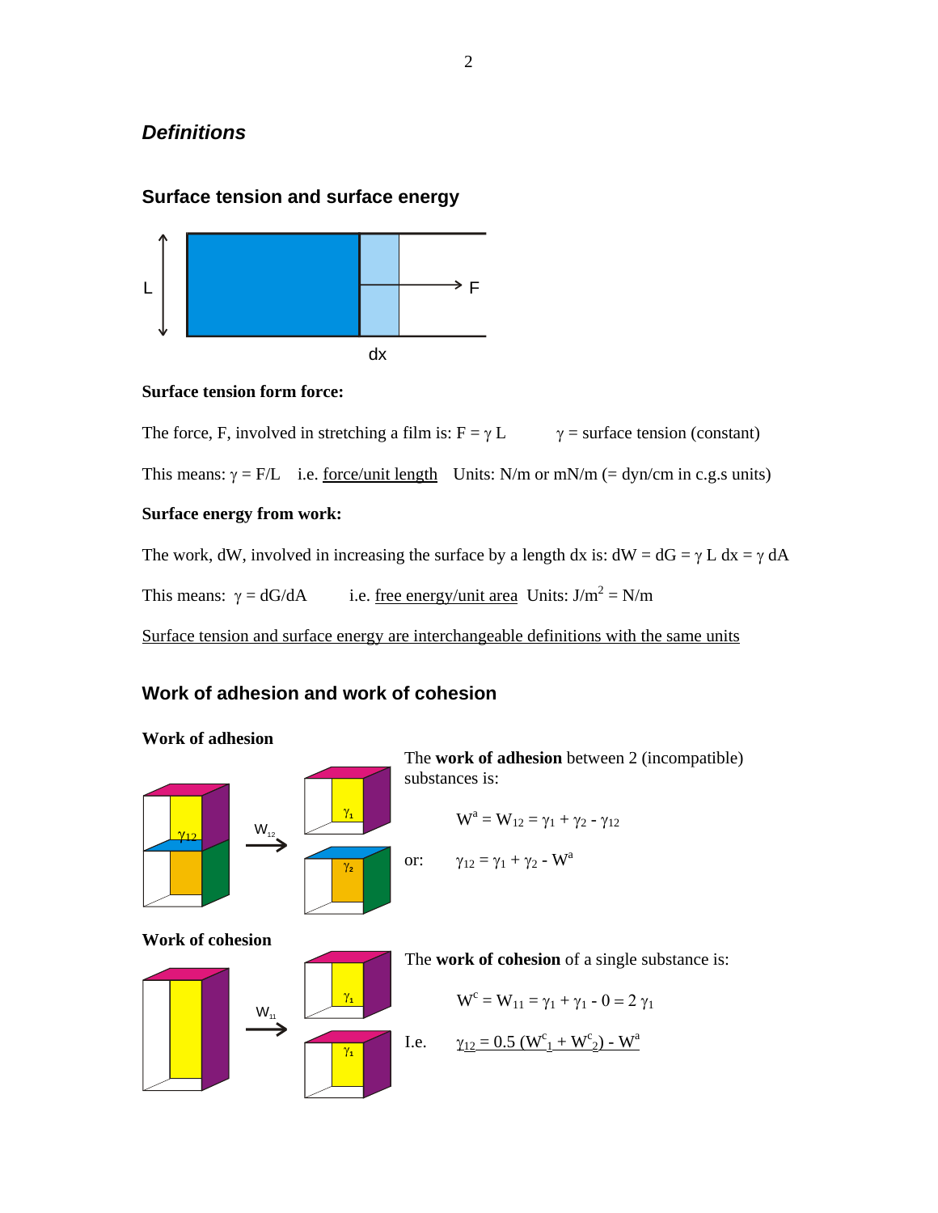## *Definitions*

### Surface tension and surface energy

**Surface tension form force:**

The force, F, involved in stretching a film is: $F = \gamma L$ $\gamma$ = surface tension (constant)

This means: $\gamma = F/L$ i.e. force/unit length Units: N/m or mN/m (= dyn/cm in c.g.s units)

**Surface energy from work:**

The work, dW, involved in increasing the surface by a length dx is: $dW = dG = \gamma L\, dx = \gamma\, dA$

This means: $\gamma = dG/dA$ i.e. free energy/unit area Units: $J/m^2 = N/m$

Surface tension and surface energy are interchangeable definitions with the same units

### Work of adhesion and work of cohesion

**Work of adhesion**

The **work of adhesion** between 2 (incompatible) substances is:

$$W^a = W_{12} = \gamma_1 + \gamma_2 - \gamma_{12}$$

or: $$\gamma_{12} = \gamma_1 + \gamma_2 - W^a$$

**Work of cohesion**

The **work of cohesion** of a single substance is:

$$W^c = W_{11} = \gamma_1 + \gamma_1 - 0 = 2\,\gamma_1$$

I.e. $$\gamma_{12} = 0.5\,(W^c_1 + W^c_2) - W^a$$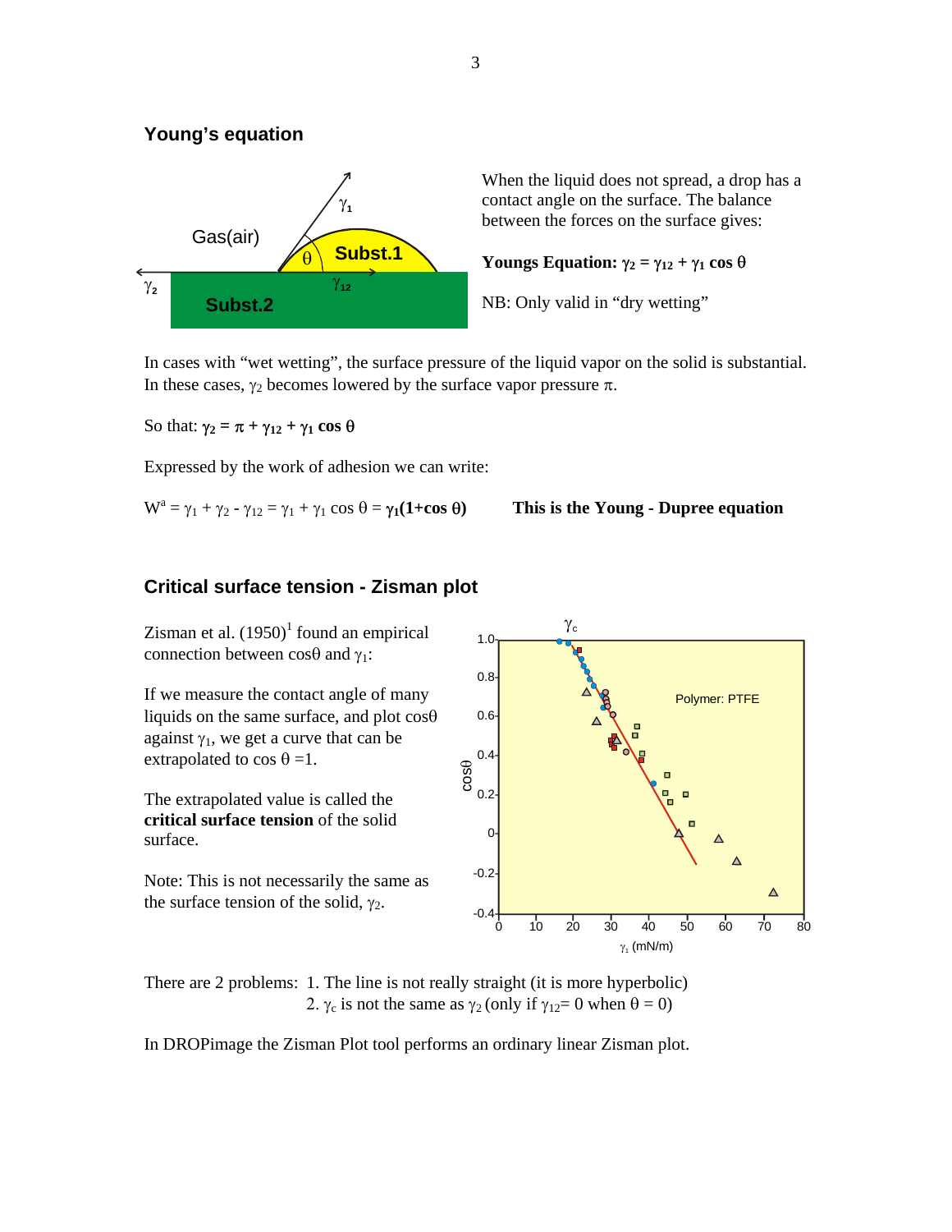## Young's equation

When the liquid does not spread, a drop has a contact angle on the surface. The balance between the forces on the surface gives:

**Youngs Equation:** $\gamma_2 = \gamma_{12} + \gamma_1 \cos\theta$

NB: Only valid in "dry wetting"

In cases with "wet wetting", the surface pressure of the liquid vapor on the solid is substantial. In these cases, $\gamma_2$ becomes lowered by the surface vapor pressure $\pi$.

So that: $\gamma_2 = \pi + \gamma_{12} + \gamma_1 \cos\theta$

Expressed by the work of adhesion we can write:

$W^a = \gamma_1 + \gamma_2 - \gamma_{12} = \gamma_1 + \gamma_1 \cos\theta = \gamma_1(1+\cos\theta)$  **This is the Young - Dupree equation**

## Critical surface tension - Zisman plot

Zisman et al. (1950)[1] found an empirical connection between $\cos\theta$ and $\gamma_1$:

If we measure the contact angle of many liquids on the same surface, and plot $\cos\theta$ against $\gamma_1$, we get a curve that can be extrapolated to $\cos\theta = 1$.

The extrapolated value is called the **critical surface tension** of the solid surface.

Note: This is not necessarily the same as the surface tension of the solid, $\gamma_2$.

There are 2 problems: 1. The line is not really straight (it is more hyperbolic)
2. $\gamma_c$ is not the same as $\gamma_2$ (only if $\gamma_{12} = 0$ when $\theta = 0$)

In DROPimage the Zisman Plot tool performs an ordinary linear Zisman plot.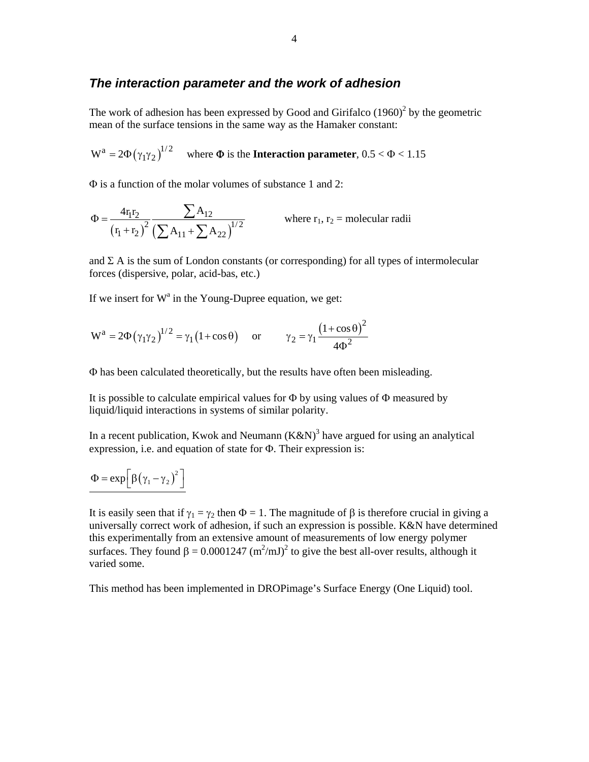## *The interaction parameter and the work of adhesion*

The work of adhesion has been expressed by Good and Girifalco (1960)[2] by the geometric mean of the surface tensions in the same way as the Hamaker constant:

$W^a = 2\Phi\left(\gamma_1\gamma_2\right)^{1/2}$ where $\Phi$ is the **Interaction parameter**, $0.5 < \Phi < 1.15$

$\Phi$ is a function of the molar volumes of substance 1 and 2:

$$\Phi = \frac{4r_1r_2}{\left(r_1 + r_2\right)^2} \frac{\sum A_{12}}{\left(\sum A_{11} + \sum A_{22}\right)^{1/2}}$$

where $r_1$, $r_2$ = molecular radii

and $\Sigma$ A is the sum of London constants (or corresponding) for all types of intermolecular forces (dispersive, polar, acid-bas, etc.)

If we insert for $W^a$ in the Young-Dupree equation, we get:

$$W^a = 2\Phi\left(\gamma_1\gamma_2\right)^{1/2} = \gamma_1\left(1 + \cos\theta\right) \quad \text{or} \quad \gamma_2 = \gamma_1 \frac{\left(1 + \cos\theta\right)^2}{4\Phi^2}$$

$\Phi$ has been calculated theoretically, but the results have often been misleading.

It is possible to calculate empirical values for $\Phi$ by using values of $\Phi$ measured by liquid/liquid interactions in systems of similar polarity.

In a recent publication, Kwok and Neumann (K&N)[3] have argued for using an analytical expression, i.e. and equation of state for $\Phi$. Their expression is:

$$\Phi = \exp\left[\beta\left(\gamma_1 - \gamma_2\right)^2\right]$$

It is easily seen that if $\gamma_1 = \gamma_2$ then $\Phi = 1$. The magnitude of $\beta$ is therefore crucial in giving a universally correct work of adhesion, if such an expression is possible. K&N have determined this experimentally from an extensive amount of measurements of low energy polymer surfaces. They found $\beta = 0.0001247\ (m^2/mJ)^2$ to give the best all-over results, although it varied some.

This method has been implemented in DROPimage's Surface Energy (One Liquid) tool.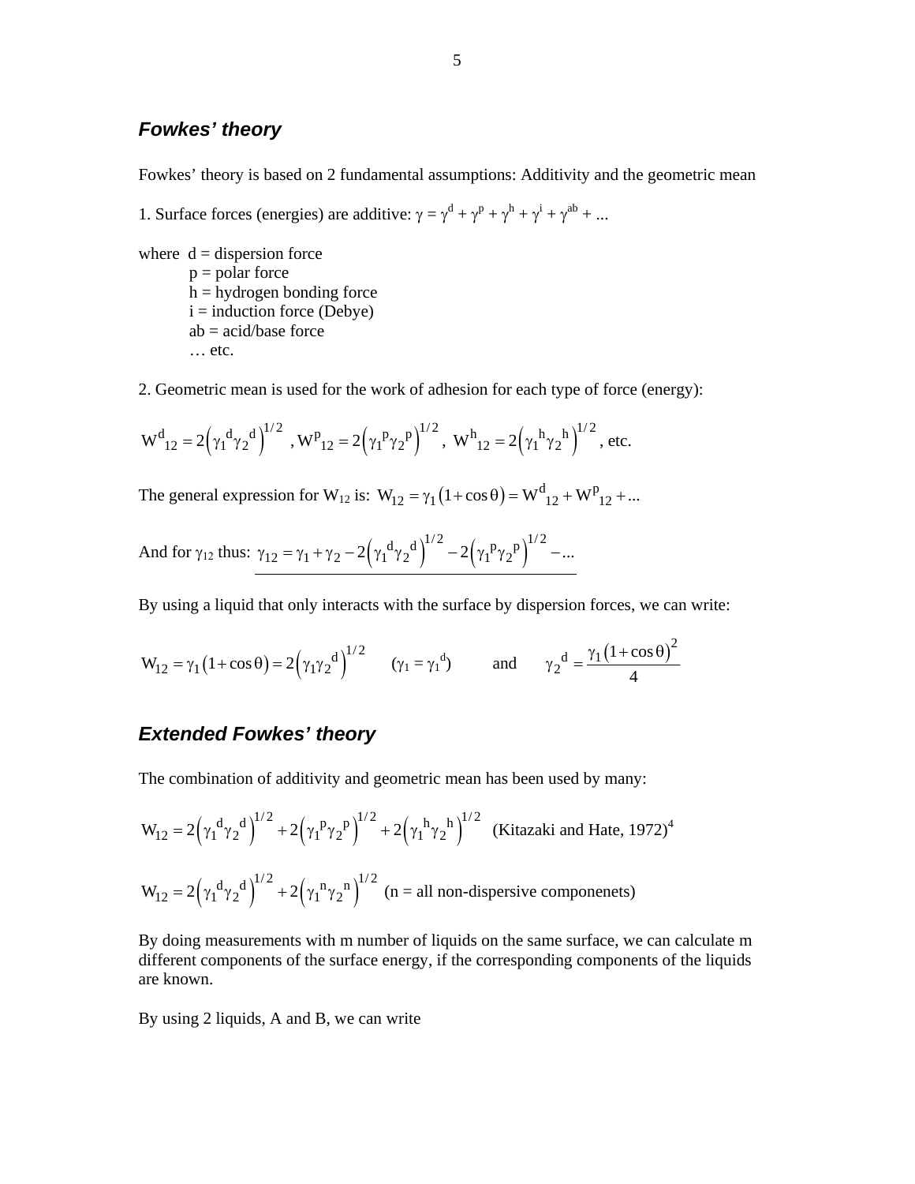### *Fowkes' theory*

Fowkes' theory is based on 2 fundamental assumptions: Additivity and the geometric mean

1. Surface forces (energies) are additive: $\gamma = \gamma^d + \gamma^p + \gamma^h + \gamma^i + \gamma^{ab} + ...$

where d = dispersion force
p = polar force
h = hydrogen bonding force
i = induction force (Debye)
ab = acid/base force
… etc.

2. Geometric mean is used for the work of adhesion for each type of force (energy):

$$W^d{}_{12} = 2\left(\gamma_1{}^d\gamma_2{}^d\right)^{1/2},\ W^p{}_{12} = 2\left(\gamma_1{}^p\gamma_2{}^p\right)^{1/2},\ W^h{}_{12} = 2\left(\gamma_1{}^h\gamma_2{}^h\right)^{1/2}, \text{ etc.}$$

The general expression for $W_{12}$ is: $W_{12} = \gamma_1\left(1+\cos\theta\right) = W^d{}_{12} + W^p{}_{12} + ...$

And for $\gamma_{12}$ thus: $\underline{\gamma_{12} = \gamma_1 + \gamma_2 - 2\left(\gamma_1{}^d\gamma_2{}^d\right)^{1/2} - 2\left(\gamma_1{}^p\gamma_2{}^p\right)^{1/2} - ...}$

By using a liquid that only interacts with the surface by dispersion forces, we can write:

$$W_{12} = \gamma_1\left(1+\cos\theta\right) = 2\left(\gamma_1\gamma_2{}^d\right)^{1/2} \qquad (\gamma_1 = \gamma_1{}^d) \qquad \text{and} \qquad \gamma_2{}^d = \frac{\gamma_1\left(1+\cos\theta\right)^2}{4}$$

### *Extended Fowkes' theory*

The combination of additivity and geometric mean has been used by many:

$$W_{12} = 2\left(\gamma_1{}^d\gamma_2{}^d\right)^{1/2} + 2\left(\gamma_1{}^p\gamma_2{}^p\right)^{1/2} + 2\left(\gamma_1{}^h\gamma_2{}^h\right)^{1/2} \quad \text{(Kitazaki and Hate, 1972)[4]}$$

$$W_{12} = 2\left(\gamma_1{}^d\gamma_2{}^d\right)^{1/2} + 2\left(\gamma_1{}^n\gamma_2{}^n\right)^{1/2} \quad \text{(n = all non-dispersive componenets)}$$

By doing measurements with m number of liquids on the same surface, we can calculate m different components of the surface energy, if the corresponding components of the liquids are known.

By using 2 liquids, A and B, we can write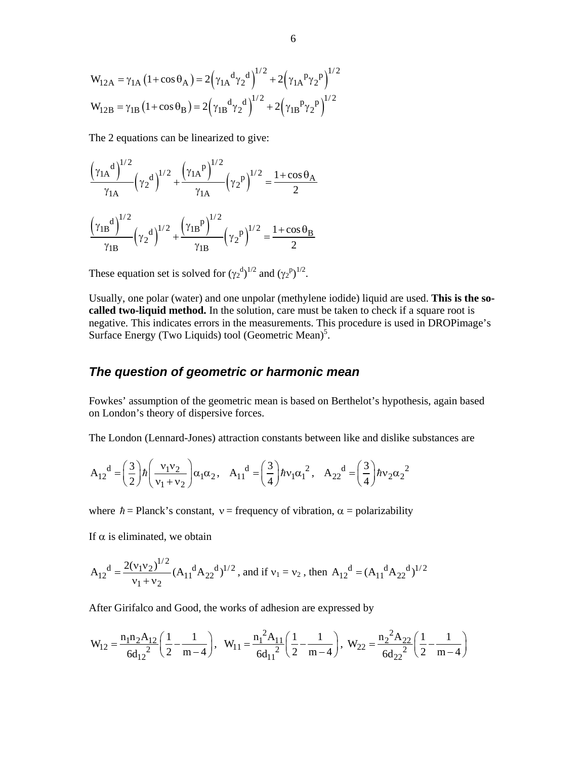$$W_{12A} = \gamma_{1A}\left(1+\cos\theta_A\right) = 2\left(\gamma_{1A}{}^{d}\gamma_2{}^{d}\right)^{1/2} + 2\left(\gamma_{1A}{}^{p}\gamma_2{}^{p}\right)^{1/2}$$

$$W_{12B} = \gamma_{1B}\left(1+\cos\theta_B\right) = 2\left(\gamma_{1B}{}^{d}\gamma_2{}^{d}\right)^{1/2} + 2\left(\gamma_{1B}{}^{p}\gamma_2{}^{p}\right)^{1/2}$$

The 2 equations can be linearized to give:

$$\frac{\left(\gamma_{1A}{}^{d}\right)^{1/2}}{\gamma_{1A}}\left(\gamma_2{}^{d}\right)^{1/2} + \frac{\left(\gamma_{1A}{}^{p}\right)^{1/2}}{\gamma_{1A}}\left(\gamma_2{}^{p}\right)^{1/2} = \frac{1+\cos\theta_A}{2}$$

$$\frac{\left(\gamma_{1B}{}^{d}\right)^{1/2}}{\gamma_{1B}}\left(\gamma_2{}^{d}\right)^{1/2} + \frac{\left(\gamma_{1B}{}^{p}\right)^{1/2}}{\gamma_{1B}}\left(\gamma_2{}^{p}\right)^{1/2} = \frac{1+\cos\theta_B}{2}$$

These equation set is solved for $(\gamma_2{}^{d})^{1/2}$ and $(\gamma_2{}^{p})^{1/2}$.

Usually, one polar (water) and one unpolar (methylene iodide) liquid are used. **This is the so-called two-liquid method.** In the solution, care must be taken to check if a square root is negative. This indicates errors in the measurements. This procedure is used in DROPimage's Surface Energy (Two Liquids) tool (Geometric Mean)[5].

## *The question of geometric or harmonic mean*

Fowkes' assumption of the geometric mean is based on Berthelot's hypothesis, again based on London's theory of dispersive forces.

The London (Lennard-Jones) attraction constants between like and dislike substances are

$$A_{12}{}^{d} = \left(\frac{3}{2}\right)\hbar\left(\frac{\nu_1\nu_2}{\nu_1+\nu_2}\right)\alpha_1\alpha_2, \quad A_{11}{}^{d} = \left(\frac{3}{4}\right)\hbar\nu_1\alpha_1{}^{2}, \quad A_{22}{}^{d} = \left(\frac{3}{4}\right)\hbar\nu_2\alpha_2{}^{2}$$

where $\hbar$ = Planck's constant, $\nu$ = frequency of vibration, $\alpha$ = polarizability

If $\alpha$ is eliminated, we obtain

$$A_{12}{}^{d} = \frac{2(\nu_1\nu_2)^{1/2}}{\nu_1+\nu_2}(A_{11}{}^{d}A_{22}{}^{d})^{1/2}$$, and if $\nu_1 = \nu_2$, then $A_{12}{}^{d} = (A_{11}{}^{d}A_{22}{}^{d})^{1/2}$

After Girifalco and Good, the works of adhesion are expressed by

$$W_{12} = \frac{n_1 n_2 A_{12}}{6d_{12}{}^{2}}\left(\frac{1}{2}-\frac{1}{m-4}\right), \quad W_{11} = \frac{n_1{}^{2}A_{11}}{6d_{11}{}^{2}}\left(\frac{1}{2}-\frac{1}{m-4}\right), \quad W_{22} = \frac{n_2{}^{2}A_{22}}{6d_{22}{}^{2}}\left(\frac{1}{2}-\frac{1}{m-4}\right)$$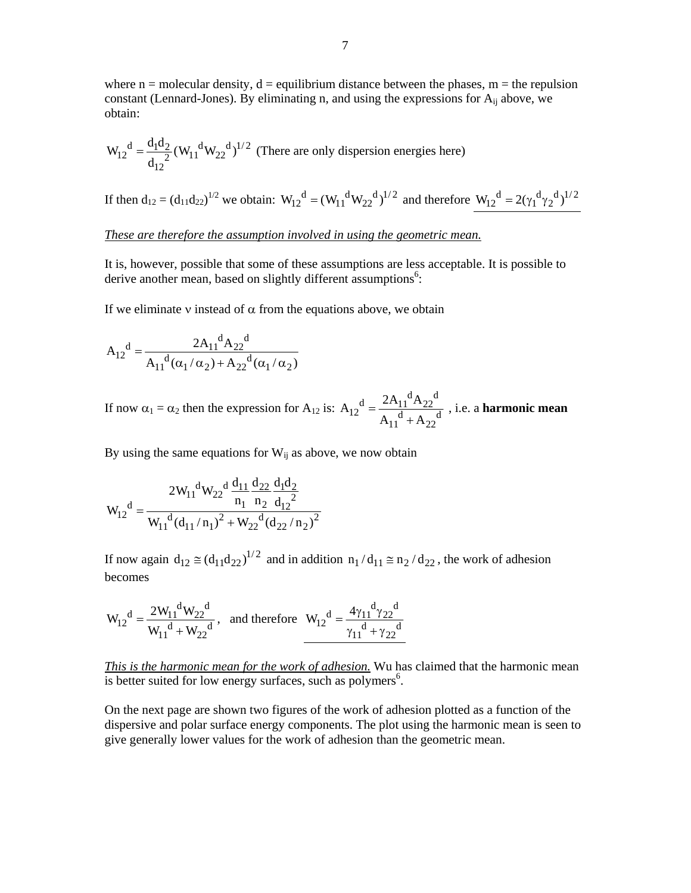where n = molecular density, d = equilibrium distance between the phases, m = the repulsion constant (Lennard-Jones). By eliminating n, and using the expressions for $A_{ij}$ above, we obtain:

$$W_{12}{}^{d} = \frac{d_1 d_2}{d_{12}{}^{2}} (W_{11}{}^{d} W_{22}{}^{d})^{1/2}$$ (There are only dispersion energies here)

If then $d_{12} = (d_{11}d_{22})^{1/2}$ we obtain: $W_{12}{}^{d} = (W_{11}{}^{d} W_{22}{}^{d})^{1/2}$ and therefore $\underline{W_{12}{}^{d} = 2(\gamma_1{}^{d}\gamma_2{}^{d})^{1/2}}$

*These are therefore the assumption involved in using the geometric mean.*

It is, however, possible that some of these assumptions are less acceptable. It is possible to derive another mean, based on slightly different assumptions[6]:

If we eliminate $\nu$ instead of $\alpha$ from the equations above, we obtain

$$A_{12}{}^{d} = \frac{2A_{11}{}^{d} A_{22}{}^{d}}{A_{11}{}^{d}(\alpha_1/\alpha_2) + A_{22}{}^{d}(\alpha_1/\alpha_2)}$$

If now $\alpha_1 = \alpha_2$ then the expression for $A_{12}$ is: $A_{12}{}^{d} = \dfrac{2A_{11}{}^{d} A_{22}{}^{d}}{A_{11}{}^{d} + A_{22}{}^{d}}$ , i.e. a **harmonic mean**

By using the same equations for $W_{ij}$ as above, we now obtain

$$W_{12}{}^{d} = \frac{2W_{11}{}^{d} W_{22}{}^{d} \dfrac{d_{11}}{n_1} \dfrac{d_{22}}{n_2} \dfrac{d_1 d_2}{d_{12}{}^{2}}}{W_{11}{}^{d}(d_{11}/n_1)^2 + W_{22}{}^{d}(d_{22}/n_2)^2}$$

If now again $d_{12} \cong (d_{11}d_{22})^{1/2}$ and in addition $n_1/d_{11} \cong n_2/d_{22}$, the work of adhesion becomes

$$W_{12}{}^{d} = \frac{2W_{11}{}^{d} W_{22}{}^{d}}{W_{11}{}^{d} + W_{22}{}^{d}}, \quad \text{and therefore} \quad \underline{W_{12}{}^{d} = \frac{4\gamma_{11}{}^{d}\gamma_{22}{}^{d}}{\gamma_{11}{}^{d} + \gamma_{22}{}^{d}}}$$

*This is the harmonic mean for the work of adhesion.* Wu has claimed that the harmonic mean is better suited for low energy surfaces, such as polymers[6].

On the next page are shown two figures of the work of adhesion plotted as a function of the dispersive and polar surface energy components. The plot using the harmonic mean is seen to give generally lower values for the work of adhesion than the geometric mean.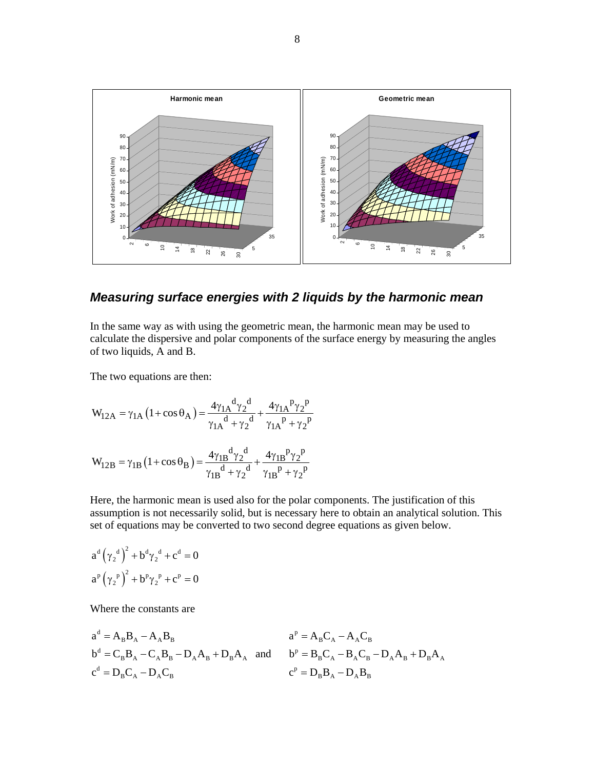## Measuring surface energies with 2 liquids by the harmonic mean

In the same way as with using the geometric mean, the harmonic mean may be used to calculate the dispersive and polar components of the surface energy by measuring the angles of two liquids, A and B.

The two equations are then:

$$W_{12A} = \gamma_{1A}\left(1+\cos\theta_A\right) = \frac{4\gamma_{1A}{}^{d}\gamma_2{}^{d}}{\gamma_{1A}{}^{d}+\gamma_2{}^{d}} + \frac{4\gamma_{1A}{}^{p}\gamma_2{}^{p}}{\gamma_{1A}{}^{p}+\gamma_2{}^{p}}$$

$$W_{12B} = \gamma_{1B}\left(1+\cos\theta_B\right) = \frac{4\gamma_{1B}{}^{d}\gamma_2{}^{d}}{\gamma_{1B}{}^{d}+\gamma_2{}^{d}} + \frac{4\gamma_{1B}{}^{p}\gamma_2{}^{p}}{\gamma_{1B}{}^{p}+\gamma_2{}^{p}}$$

Here, the harmonic mean is used also for the polar components. The justification of this assumption is not necessarily solid, but is necessary here to obtain an analytical solution. This set of equations may be converted to two second degree equations as given below.

$$a^d\left(\gamma_2{}^d\right)^2 + b^d\gamma_2{}^d + c^d = 0$$

$$a^p\left(\gamma_2{}^p\right)^2 + b^p\gamma_2{}^p + c^p = 0$$

Where the constants are

$$a^d = A_B B_A - A_A B_B \qquad a^p = A_B C_A - A_A C_B$$

$$b^d = C_B B_A - C_A B_B - D_A A_B + D_B A_A \quad \text{and} \quad b^p = B_B C_A - B_A C_B - D_A A_B + D_B A_A$$

$$c^d = D_B C_A - D_A C_B \qquad c^p = D_B B_A - D_A B_B$$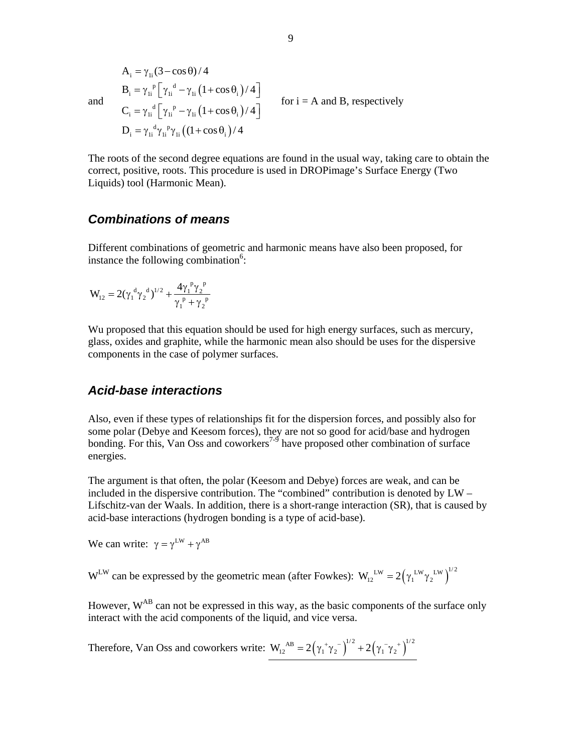and

$$
\begin{aligned}
A_i &= \gamma_{1i}(3-\cos\theta)/4 \\
B_i &= \gamma_{1i}{}^{p}\left[\gamma_{1i}{}^{d} - \gamma_{1i}\left(1+\cos\theta_i\right)/4\right] \\
C_i &= \gamma_{1i}{}^{d}\left[\gamma_{1i}{}^{p} - \gamma_{1i}\left(1+\cos\theta_i\right)/4\right] \\
D_i &= \gamma_{1i}{}^{d}\gamma_{1i}{}^{p}\gamma_{1i}\left((1+\cos\theta_i\right)/4
\end{aligned}
\qquad \text{for i = A and B, respectively}
$$

The roots of the second degree equations are found in the usual way, taking care to obtain the correct, positive, roots. This procedure is used in DROPimage's Surface Energy (Two Liquids) tool (Harmonic Mean).

## *Combinations of means*

Different combinations of geometric and harmonic means have also been proposed, for instance the following combination[6]:

$$
W_{12} = 2(\gamma_1{}^{d}\gamma_2{}^{d})^{1/2} + \frac{4\gamma_1{}^{p}\gamma_2{}^{p}}{\gamma_1{}^{p} + \gamma_2{}^{p}}
$$

Wu proposed that this equation should be used for high energy surfaces, such as mercury, glass, oxides and graphite, while the harmonic mean also should be uses for the dispersive components in the case of polymer surfaces.

## *Acid-base interactions*

Also, even if these types of relationships fit for the dispersion forces, and possibly also for some polar (Debye and Keesom forces), they are not so good for acid/base and hydrogen bonding. For this, Van Oss and coworkers[7-9] have proposed other combination of surface energies.

The argument is that often, the polar (Keesom and Debye) forces are weak, and can be included in the dispersive contribution. The "combined" contribution is denoted by LW – Lifschitz-van der Waals. In addition, there is a short-range interaction (SR), that is caused by acid-base interactions (hydrogen bonding is a type of acid-base).

We can write: $\gamma = \gamma^{LW} + \gamma^{AB}$

$W^{LW}$ can be expressed by the geometric mean (after Fowkes): $W_{12}{}^{LW} = 2\left(\gamma_1{}^{LW}\gamma_2{}^{LW}\right)^{1/2}$

However, $W^{AB}$ can not be expressed in this way, as the basic components of the surface only interact with the acid components of the liquid, and vice versa.

Therefore, Van Oss and coworkers write: $W_{12}{}^{AB} = 2\left(\gamma_1{}^{+}\gamma_2{}^{-}\right)^{1/2} + 2\left(\gamma_1{}^{-}\gamma_2{}^{+}\right)^{1/2}$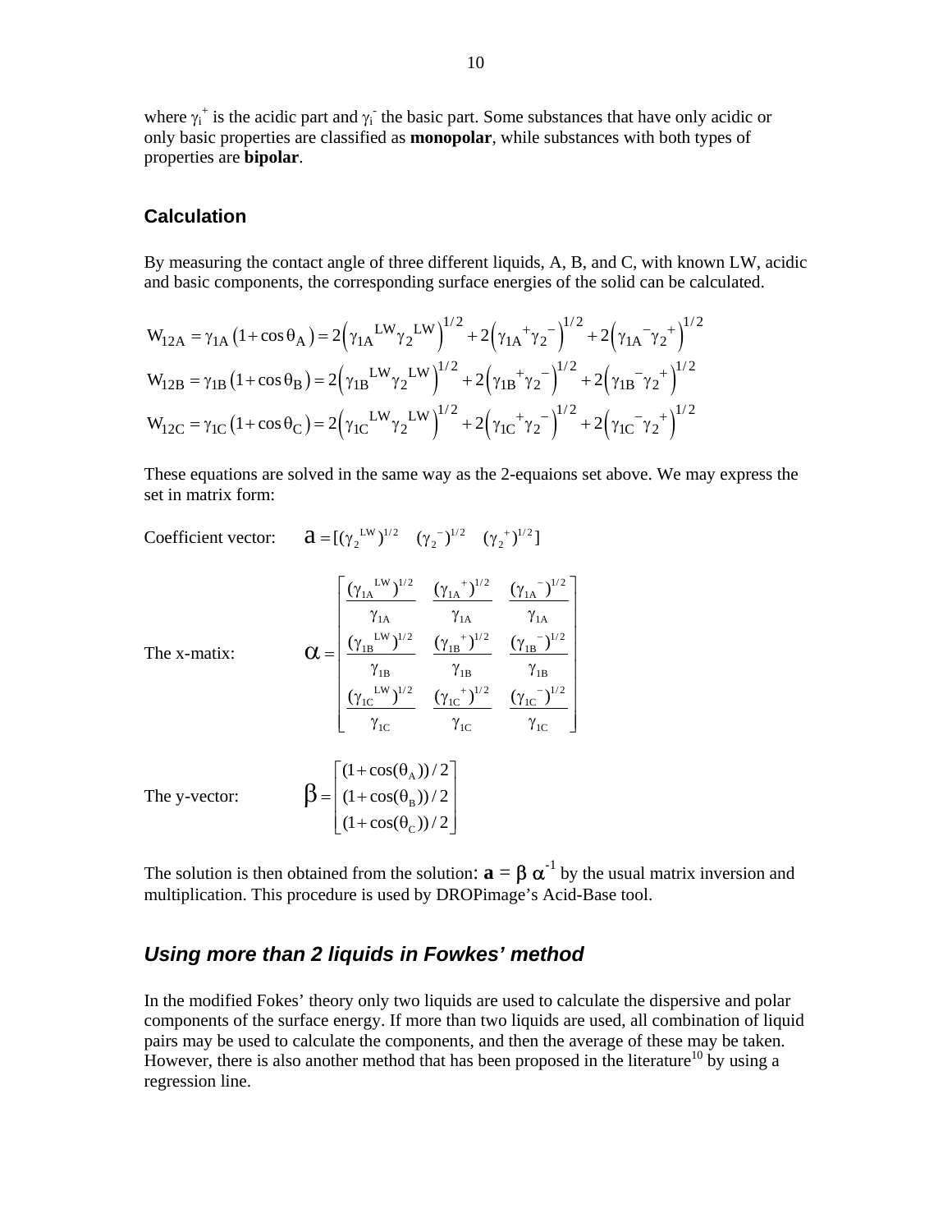where $\gamma_i^+$ is the acidic part and $\gamma_i^-$ the basic part. Some substances that have only acidic or only basic properties are classified as **monopolar**, while substances with both types of properties are **bipolar**.

### Calculation

By measuring the contact angle of three different liquids, A, B, and C, with known LW, acidic and basic components, the corresponding surface energies of the solid can be calculated.

$$W_{12A} = \gamma_{1A}\left(1+\cos\theta_A\right) = 2\left(\gamma_{1A}^{LW}\gamma_2^{LW}\right)^{1/2} + 2\left(\gamma_{1A}^{+}\gamma_2^{-}\right)^{1/2} + 2\left(\gamma_{1A}^{-}\gamma_2^{+}\right)^{1/2}$$

$$W_{12B} = \gamma_{1B}\left(1+\cos\theta_B\right) = 2\left(\gamma_{1B}^{LW}\gamma_2^{LW}\right)^{1/2} + 2\left(\gamma_{1B}^{+}\gamma_2^{-}\right)^{1/2} + 2\left(\gamma_{1B}^{-}\gamma_2^{+}\right)^{1/2}$$

$$W_{12C} = \gamma_{1C}\left(1+\cos\theta_C\right) = 2\left(\gamma_{1C}^{LW}\gamma_2^{LW}\right)^{1/2} + 2\left(\gamma_{1C}^{+}\gamma_2^{-}\right)^{1/2} + 2\left(\gamma_{1C}^{-}\gamma_2^{+}\right)^{1/2}$$

These equations are solved in the same way as the 2-equaions set above. We may express the set in matrix form:

Coefficient vector: $\mathbf{a} = [(\gamma_2^{LW})^{1/2} \quad (\gamma_2^{-})^{1/2} \quad (\gamma_2^{+})^{1/2}]$

The x-matix:

$$\alpha = \begin{bmatrix} \dfrac{(\gamma_{1A}^{LW})^{1/2}}{\gamma_{1A}} & \dfrac{(\gamma_{1A}^{+})^{1/2}}{\gamma_{1A}} & \dfrac{(\gamma_{1A}^{-})^{1/2}}{\gamma_{1A}} \\ \dfrac{(\gamma_{1B}^{LW})^{1/2}}{\gamma_{1B}} & \dfrac{(\gamma_{1B}^{+})^{1/2}}{\gamma_{1B}} & \dfrac{(\gamma_{1B}^{-})^{1/2}}{\gamma_{1B}} \\ \dfrac{(\gamma_{1C}^{LW})^{1/2}}{\gamma_{1C}} & \dfrac{(\gamma_{1C}^{+})^{1/2}}{\gamma_{1C}} & \dfrac{(\gamma_{1C}^{-})^{1/2}}{\gamma_{1C}} \end{bmatrix}$$

The y-vector:

$$\beta = \begin{bmatrix} (1+\cos(\theta_A))/2 \\ (1+\cos(\theta_B))/2 \\ (1+\cos(\theta_C))/2 \end{bmatrix}$$

The solution is then obtained from the solution: $\mathbf{a} = \beta\,\alpha^{-1}$ by the usual matrix inversion and multiplication. This procedure is used by DROPimage's Acid-Base tool.

## *Using more than 2 liquids in Fowkes' method*

In the modified Fokes' theory only two liquids are used to calculate the dispersive and polar components of the surface energy. If more than two liquids are used, all combination of liquid pairs may be used to calculate the components, and then the average of these may be taken. However, there is also another method that has been proposed in the literature[10] by using a regression line.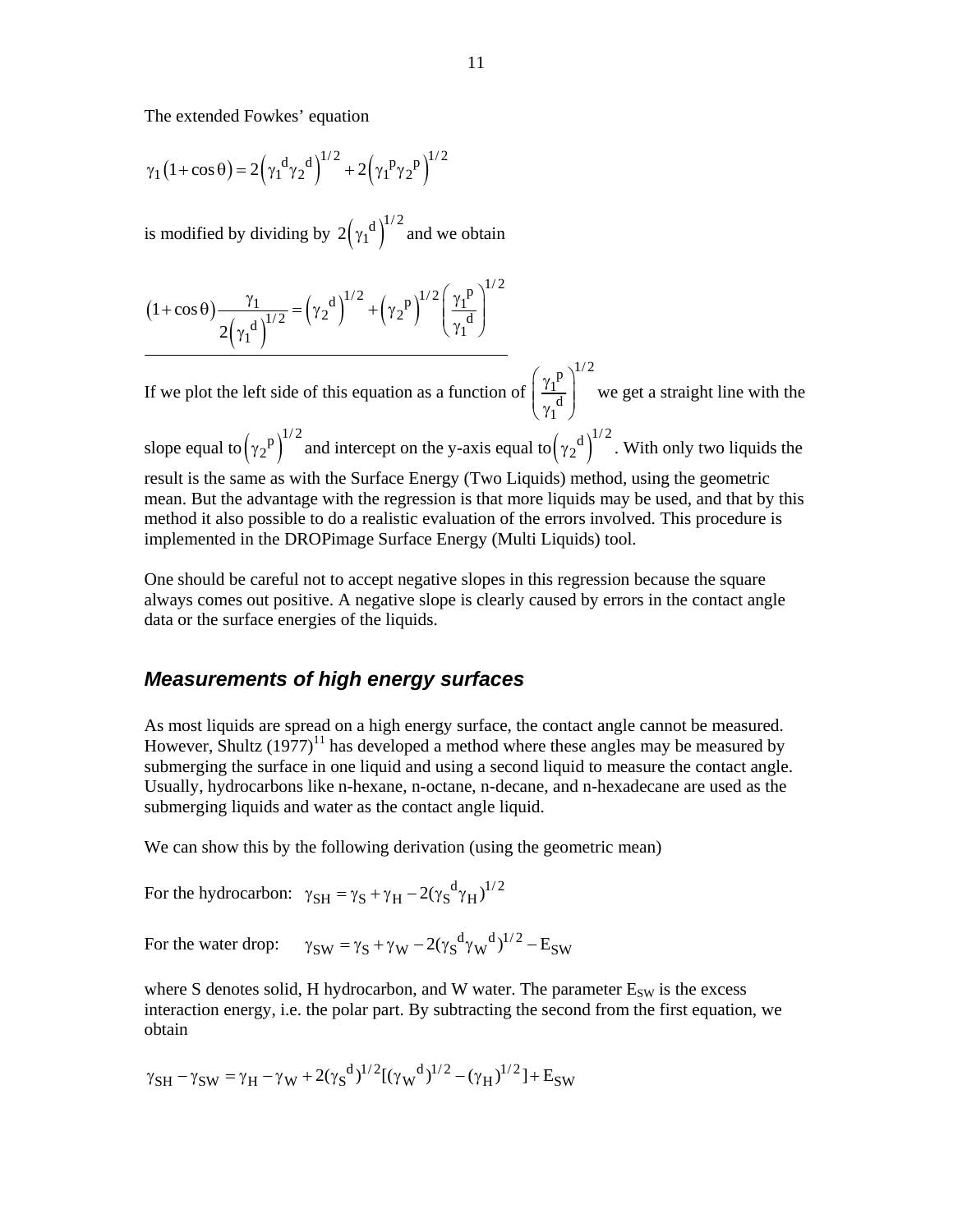The extended Fowkes' equation

$$\gamma_1\left(1+\cos\theta\right) = 2\left(\gamma_1{}^{d}\gamma_2{}^{d}\right)^{1/2} + 2\left(\gamma_1{}^{p}\gamma_2{}^{p}\right)^{1/2}$$

is modified by dividing by $2\left(\gamma_1{}^{d}\right)^{1/2}$ and we obtain

$$\left(1+\cos\theta\right)\frac{\gamma_1}{2\left(\gamma_1{}^{d}\right)^{1/2}} = \left(\gamma_2{}^{d}\right)^{1/2} + \left(\gamma_2{}^{p}\right)^{1/2}\left(\frac{\gamma_1{}^{p}}{\gamma_1{}^{d}}\right)^{1/2}$$

If we plot the left side of this equation as a function of $\left(\frac{\gamma_1{}^{p}}{\gamma_1{}^{d}}\right)^{1/2}$ we get a straight line with the slope equal to $\left(\gamma_2{}^{p}\right)^{1/2}$ and intercept on the y-axis equal to $\left(\gamma_2{}^{d}\right)^{1/2}$. With only two liquids the result is the same as with the Surface Energy (Two Liquids) method, using the geometric mean. But the advantage with the regression is that more liquids may be used, and that by this method it also possible to do a realistic evaluation of the errors involved. This procedure is implemented in the DROPimage Surface Energy (Multi Liquids) tool.

One should be careful not to accept negative slopes in this regression because the square always comes out positive. A negative slope is clearly caused by errors in the contact angle data or the surface energies of the liquids.

## *Measurements of high energy surfaces*

As most liquids are spread on a high energy surface, the contact angle cannot be measured. However, Shultz (1977)[11] has developed a method where these angles may be measured by submerging the surface in one liquid and using a second liquid to measure the contact angle. Usually, hydrocarbons like n-hexane, n-octane, n-decane, and n-hexadecane are used as the submerging liquids and water as the contact angle liquid.

We can show this by the following derivation (using the geometric mean)

For the hydrocarbon: $\gamma_{SH} = \gamma_S + \gamma_H - 2(\gamma_S{}^{d}\gamma_H)^{1/2}$

For the water drop: $\gamma_{SW} = \gamma_S + \gamma_W - 2(\gamma_S{}^{d}\gamma_W{}^{d})^{1/2} - E_{SW}$

where S denotes solid, H hydrocarbon, and W water. The parameter $E_{SW}$ is the excess interaction energy, i.e. the polar part. By subtracting the second from the first equation, we obtain

$$\gamma_{SH} - \gamma_{SW} = \gamma_H - \gamma_W + 2(\gamma_S{}^{d})^{1/2}[(\gamma_W{}^{d})^{1/2} - (\gamma_H)^{1/2}] + E_{SW}$$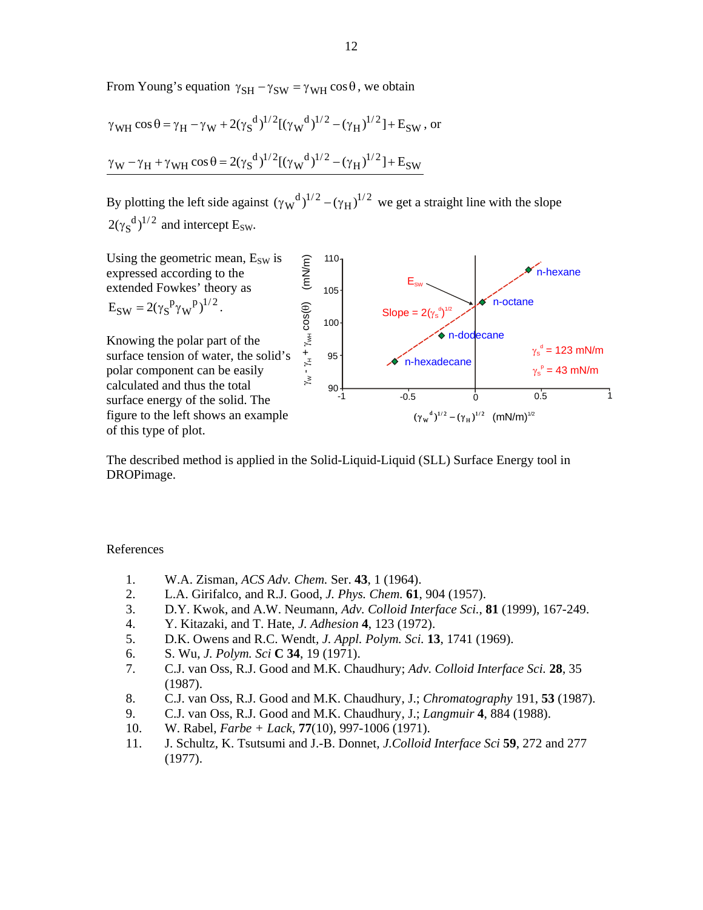From Young's equation $\gamma_{SH} - \gamma_{SW} = \gamma_{WH} \cos\theta$, we obtain

$$\gamma_{WH} \cos\theta = \gamma_H - \gamma_W + 2(\gamma_S{}^d)^{1/2}[(\gamma_W{}^d)^{1/2} - (\gamma_H)^{1/2}] + E_{SW}, \text{ or}$$

$$\gamma_W - \gamma_H + \gamma_{WH} \cos\theta = 2(\gamma_S{}^d)^{1/2}[(\gamma_W{}^d)^{1/2} - (\gamma_H)^{1/2}] + E_{SW}$$

By plotting the left side against $(\gamma_W{}^d)^{1/2} - (\gamma_H)^{1/2}$ we get a straight line with the slope $2(\gamma_S{}^d)^{1/2}$ and intercept $E_{SW}$.

Using the geometric mean, $E_{SW}$ is expressed according to the extended Fowkes' theory as $E_{SW} = 2(\gamma_S{}^p \gamma_W{}^p)^{1/2}$.

Knowing the polar part of the surface tension of water, the solid's polar component can be easily calculated and thus the total surface energy of the solid. The figure to the left shows an example of this type of plot.

$\gamma_W - \gamma_H + \gamma_{WH} \cos(\theta)$ (mN/m)

110

105

100

95

90

-1

-0.5

0

0.5

1

$(\gamma_W{}^d)^{1/2} - (\gamma_H)^{1/2}$ (mN/m)$^{1/2}$

$E_{SW}$

Slope = $2(\gamma_S{}^d)^{1/2}$

n-hexane

n-octane

n-dodecane

n-hexadecane

$\gamma_S{}^d$ = 123 mN/m

$\gamma_S{}^p$ = 43 mN/m

The described method is applied in the Solid-Liquid-Liquid (SLL) Surface Energy tool in DROPimage.

References

1. W.A. Zisman, *ACS Adv. Chem.* Ser. **43**, 1 (1964).
2. L.A. Girifalco, and R.J. Good, *J. Phys. Chem.* **61**, 904 (1957).
3. D.Y. Kwok, and A.W. Neumann, *Adv. Colloid Interface Sci.*, **81** (1999), 167-249.
4. Y. Kitazaki, and T. Hate, *J. Adhesion* **4**, 123 (1972).
5. D.K. Owens and R.C. Wendt, *J. Appl. Polym. Sci.* **13**, 1741 (1969).
6. S. Wu, *J. Polym. Sci* **C** **34**, 19 (1971).
7. C.J. van Oss, R.J. Good and M.K. Chaudhury; *Adv. Colloid Interface Sci.* **28**, 35 (1987).
8. C.J. van Oss, R.J. Good and M.K. Chaudhury, J.; *Chromatography* 191, **53** (1987).
9. C.J. van Oss, R.J. Good and M.K. Chaudhury, J.; *Langmuir* **4**, 884 (1988).
10. W. Rabel, *Farbe + Lack*, **77**(10), 997-1006 (1971).
11. J. Schultz, K. Tsutsumi and J.-B. Donnet, *J.Colloid Interface Sci* **59**, 272 and 277 (1977).